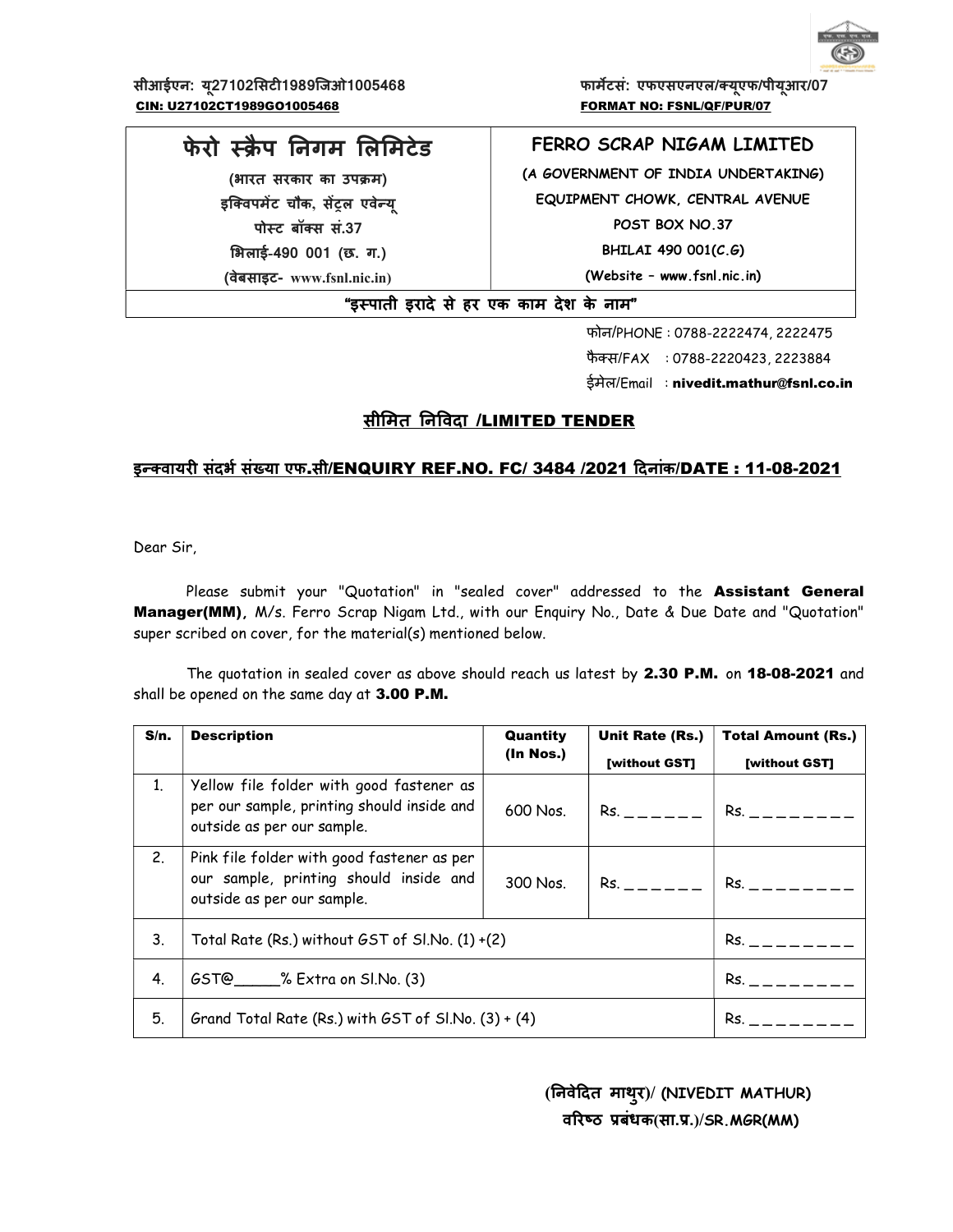सीआईएन: यू27102सिटी1989जिओ1005468
CIN: U27102CT1989GO1005468

फार्मेटसं: एफएसएनएल/क्यूएफ/पीयूआर/07
FORMAT NO: FSNL/QF/PUR/07

| फेरो स्क्रैप निगम लिमिटेड | FERRO SCRAP NIGAM LIMITED |
|---|---|
| (भारत सरकार का उपक्रम) | (A GOVERNMENT OF INDIA UNDERTAKING) |
| इक्विपमेंट चौक, सेंट्रल एवेन्यू | EQUIPMENT CHOWK, CENTRAL AVENUE |
| पोस्ट बॉक्स सं.37 | POST BOX NO.37 |
| भिलाई-490 001 (छ. ग.) | BHILAI 490 001(C.G) |
| (वेबसाइट- www.fsnl.nic.in) | (Website – www.fsnl.nic.in) |

"इस्पाती इरादे से हर एक काम देश के नाम"

फोन/PHONE : 0788-2222474, 2222475
फैक्स/FAX : 0788-2220423, 2223884
ईमेल/Email : **nivedit.mathur@fsnl.co.in**

## सीमित निविदा /LIMITED TENDER

## इन्क्वायरी संदर्भ संख्या एफ.सी/ENQUIRY REF.NO. FC/ 3484 /2021 दिनांक/DATE : 11-08-2021

Dear Sir,

Please submit your "Quotation" in "sealed cover" addressed to the **Assistant General Manager(MM),** M/s. Ferro Scrap Nigam Ltd., with our Enquiry No., Date & Due Date and "Quotation" super scribed on cover, for the material(s) mentioned below.

The quotation in sealed cover as above should reach us latest by **2.30 P.M.** on **18-08-2021** and shall be opened on the same day at **3.00 P.M.**

| S/n. | Description | Quantity (In Nos.) | Unit Rate (Rs.) [without GST] | Total Amount (Rs.) [without GST] |
|---|---|---|---|---|
| 1. | Yellow file folder with good fastener as per our sample, printing should inside and outside as per our sample. | 600 Nos. | Rs. ______ | Rs. ________ |
| 2. | Pink file folder with good fastener as per our sample, printing should inside and outside as per our sample. | 300 Nos. | Rs. ______ | Rs. ________ |
| 3. | Total Rate (Rs.) without GST of Sl.No. (1) +(2) | | | Rs. ________ |
| 4. | GST@_____% Extra on Sl.No. (3) | | | Rs. ________ |
| 5. | Grand Total Rate (Rs.) with GST of Sl.No. (3) + (4) | | | Rs. ________ |

**(निवेदित माथुर)/ (NIVEDIT MATHUR)**
**वरिष्ठ प्रबंधक(सा.प्र.)/SR.MGR(MM)**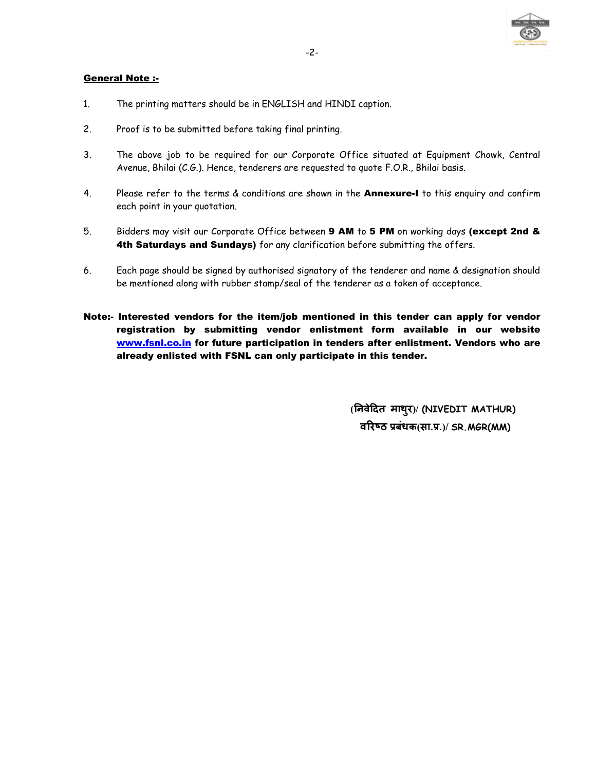**General Note :-**

1. The printing matters should be in ENGLISH and HINDI caption.

2. Proof is to be submitted before taking final printing.

3. The above job to be required for our Corporate Office situated at Equipment Chowk, Central Avenue, Bhilai (C.G.). Hence, tenderers are requested to quote F.O.R., Bhilai basis.

4. Please refer to the terms & conditions are shown in the **Annexure-I** to this enquiry and confirm each point in your quotation.

5. Bidders may visit our Corporate Office between **9 AM** to **5 PM** on working days **(except 2nd & 4th Saturdays and Sundays)** for any clarification before submitting the offers.

6. Each page should be signed by authorised signatory of the tenderer and name & designation should be mentioned along with rubber stamp/seal of the tenderer as a token of acceptance.

**Note:- Interested vendors for the item/job mentioned in this tender can apply for vendor registration by submitting vendor enlistment form available in our website [www.fsnl.co.in](http://www.fsnl.co.in) for future participation in tenders after enlistment. Vendors who are already enlisted with FSNL can only participate in this tender.**

**(निवेदित माथुर)/ (NIVEDIT MATHUR)**
**वरिष्ठ प्रबंधक(सा.प्र.)/ SR.MGR(MM)**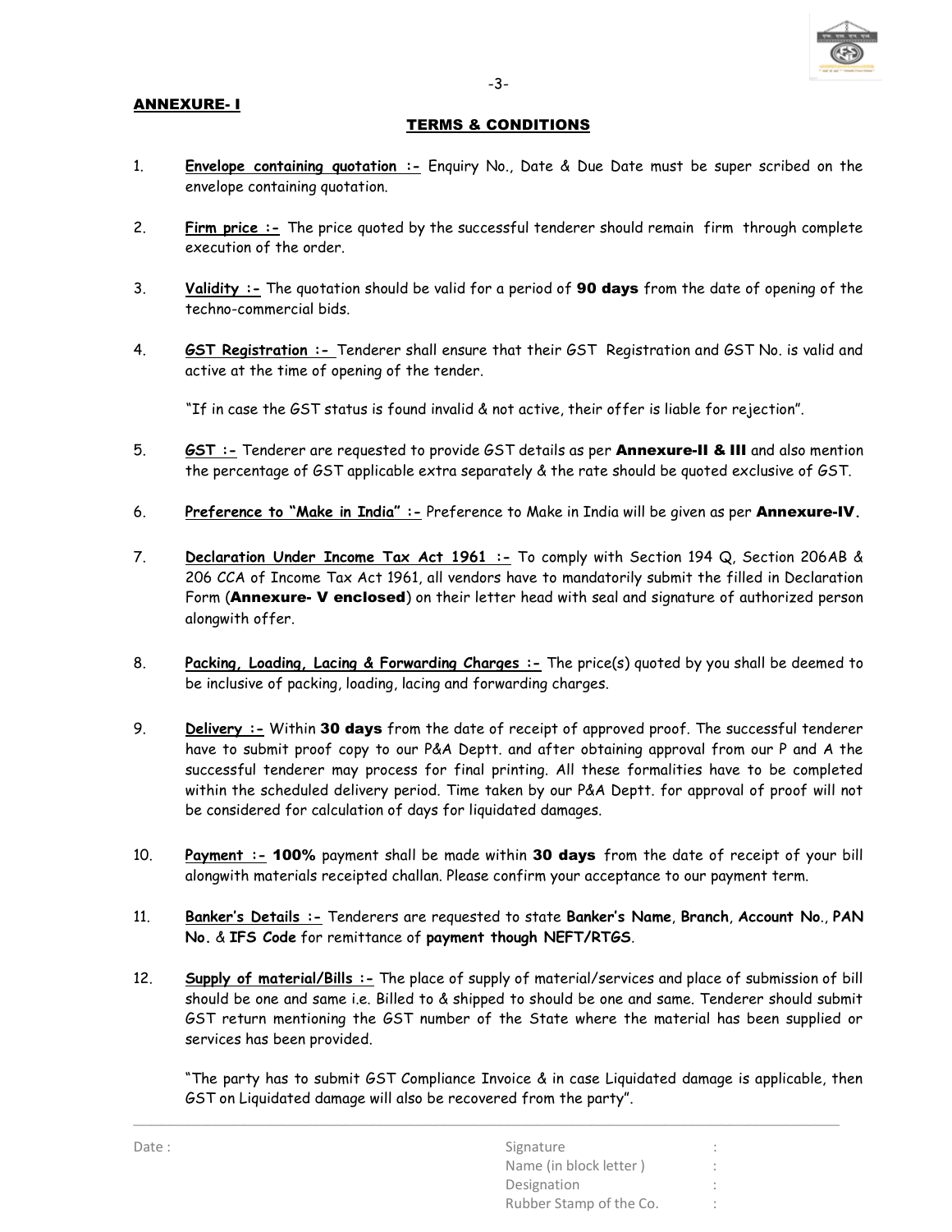**ANNEXURE- I**

## TERMS & CONDITIONS

1. **Envelope containing quotation :-** Enquiry No., Date & Due Date must be super scribed on the envelope containing quotation.

2. **Firm price :-** The price quoted by the successful tenderer should remain firm through complete execution of the order.

3. **Validity :-** The quotation should be valid for a period of **90 days** from the date of opening of the techno-commercial bids.

4. **GST Registration :-** Tenderer shall ensure that their GST Registration and GST No. is valid and active at the time of opening of the tender.

   "If in case the GST status is found invalid & not active, their offer is liable for rejection".

5. **GST :-** Tenderer are requested to provide GST details as per **Annexure-II & III** and also mention the percentage of GST applicable extra separately & the rate should be quoted exclusive of GST.

6. **Preference to "Make in India" :-** Preference to Make in India will be given as per **Annexure-IV.**

7. **Declaration Under Income Tax Act 1961 :-** To comply with Section 194 Q, Section 206AB & 206 CCA of Income Tax Act 1961, all vendors have to mandatorily submit the filled in Declaration Form (**Annexure- V enclosed**) on their letter head with seal and signature of authorized person alongwith offer.

8. **Packing, Loading, Lacing & Forwarding Charges :-** The price(s) quoted by you shall be deemed to be inclusive of packing, loading, lacing and forwarding charges.

9. **Delivery :-** Within **30 days** from the date of receipt of approved proof. The successful tenderer have to submit proof copy to our P&A Deptt. and after obtaining approval from our P and A the successful tenderer may process for final printing. All these formalities have to be completed within the scheduled delivery period. Time taken by our P&A Deptt. for approval of proof will not be considered for calculation of days for liquidated damages.

10. **Payment :- 100%** payment shall be made within **30 days** from the date of receipt of your bill alongwith materials receipted challan. Please confirm your acceptance to our payment term.

11. **Banker's Details :-** Tenderers are requested to state **Banker's Name**, **Branch**, **Account No.**, **PAN No.** & **IFS Code** for remittance of **payment though NEFT/RTGS**.

12. **Supply of material/Bills :-** The place of supply of material/services and place of submission of bill should be one and same i.e. Billed to & shipped to should be one and same. Tenderer should submit GST return mentioning the GST number of the State where the material has been supplied or services has been provided.

    "The party has to submit GST Compliance Invoice & in case Liquidated damage is applicable, then GST on Liquidated damage will also be recovered from the party".

---

Date :

Signature :
Name (in block letter ) :
Designation :
Rubber Stamp of the Co. :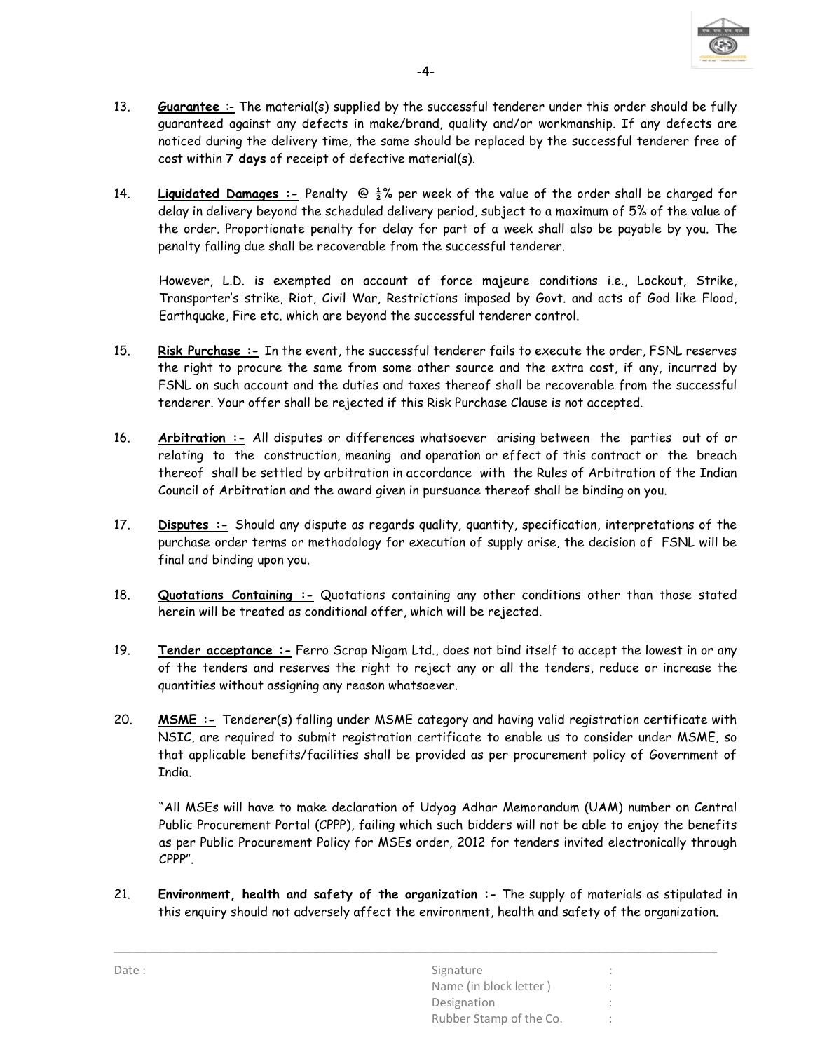13. **Guarantee** :- The material(s) supplied by the successful tenderer under this order should be fully guaranteed against any defects in make/brand, quality and/or workmanship. If any defects are noticed during the delivery time, the same should be replaced by the successful tenderer free of cost within **7 days** of receipt of defective material(s).

14. **Liquidated Damages :-** Penalty @ ½% per week of the value of the order shall be charged for delay in delivery beyond the scheduled delivery period, subject to a maximum of 5% of the value of the order. Proportionate penalty for delay for part of a week shall also be payable by you. The penalty falling due shall be recoverable from the successful tenderer.

    However, L.D. is exempted on account of force majeure conditions i.e., Lockout, Strike, Transporter's strike, Riot, Civil War, Restrictions imposed by Govt. and acts of God like Flood, Earthquake, Fire etc. which are beyond the successful tenderer control.

15. **Risk Purchase :-** In the event, the successful tenderer fails to execute the order, FSNL reserves the right to procure the same from some other source and the extra cost, if any, incurred by FSNL on such account and the duties and taxes thereof shall be recoverable from the successful tenderer. Your offer shall be rejected if this Risk Purchase Clause is not accepted.

16. **Arbitration :-** All disputes or differences whatsoever arising between the parties out of or relating to the construction, meaning and operation or effect of this contract or the breach thereof shall be settled by arbitration in accordance with the Rules of Arbitration of the Indian Council of Arbitration and the award given in pursuance thereof shall be binding on you.

17. **Disputes :-** Should any dispute as regards quality, quantity, specification, interpretations of the purchase order terms or methodology for execution of supply arise, the decision of FSNL will be final and binding upon you.

18. **Quotations Containing :-** Quotations containing any other conditions other than those stated herein will be treated as conditional offer, which will be rejected.

19. **Tender acceptance :-** Ferro Scrap Nigam Ltd., does not bind itself to accept the lowest in or any of the tenders and reserves the right to reject any or all the tenders, reduce or increase the quantities without assigning any reason whatsoever.

20. **MSME :-** Tenderer(s) falling under MSME category and having valid registration certificate with NSIC, are required to submit registration certificate to enable us to consider under MSME, so that applicable benefits/facilities shall be provided as per procurement policy of Government of India.

    "All MSEs will have to make declaration of Udyog Adhar Memorandum (UAM) number on Central Public Procurement Portal (CPPP), failing which such bidders will not be able to enjoy the benefits as per Public Procurement Policy for MSEs order, 2012 for tenders invited electronically through CPPP".

21. **Environment, health and safety of the organization :-** The supply of materials as stipulated in this enquiry should not adversely affect the environment, health and safety of the organization.

---

Date :

Signature :
Name (in block letter ) :
Designation :
Rubber Stamp of the Co. :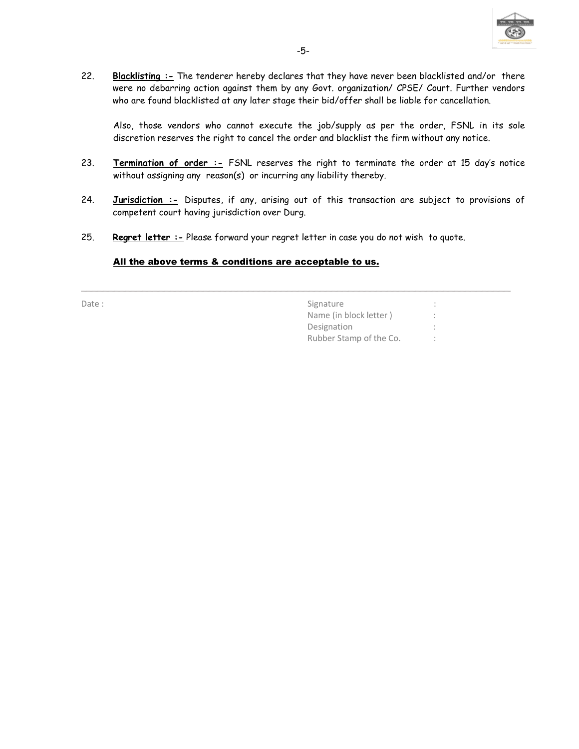22. **Blacklisting :-** The tenderer hereby declares that they have never been blacklisted and/or there were no debarring action against them by any Govt. organization/ CPSE/ Court. Further vendors who are found blacklisted at any later stage their bid/offer shall be liable for cancellation.

    Also, those vendors who cannot execute the job/supply as per the order, FSNL in its sole discretion reserves the right to cancel the order and blacklist the firm without any notice.

23. **Termination of order :-** FSNL reserves the right to terminate the order at 15 day's notice without assigning any reason(s) or incurring any liability thereby.

24. **Jurisdiction :-** Disputes, if any, arising out of this transaction are subject to provisions of competent court having jurisdiction over Durg.

25. **Regret letter :-** Please forward your regret letter in case you do not wish to quote.

**All the above terms & conditions are acceptable to us.**

---

Date :

Signature :

Name (in block letter ) :

Designation :

Rubber Stamp of the Co. :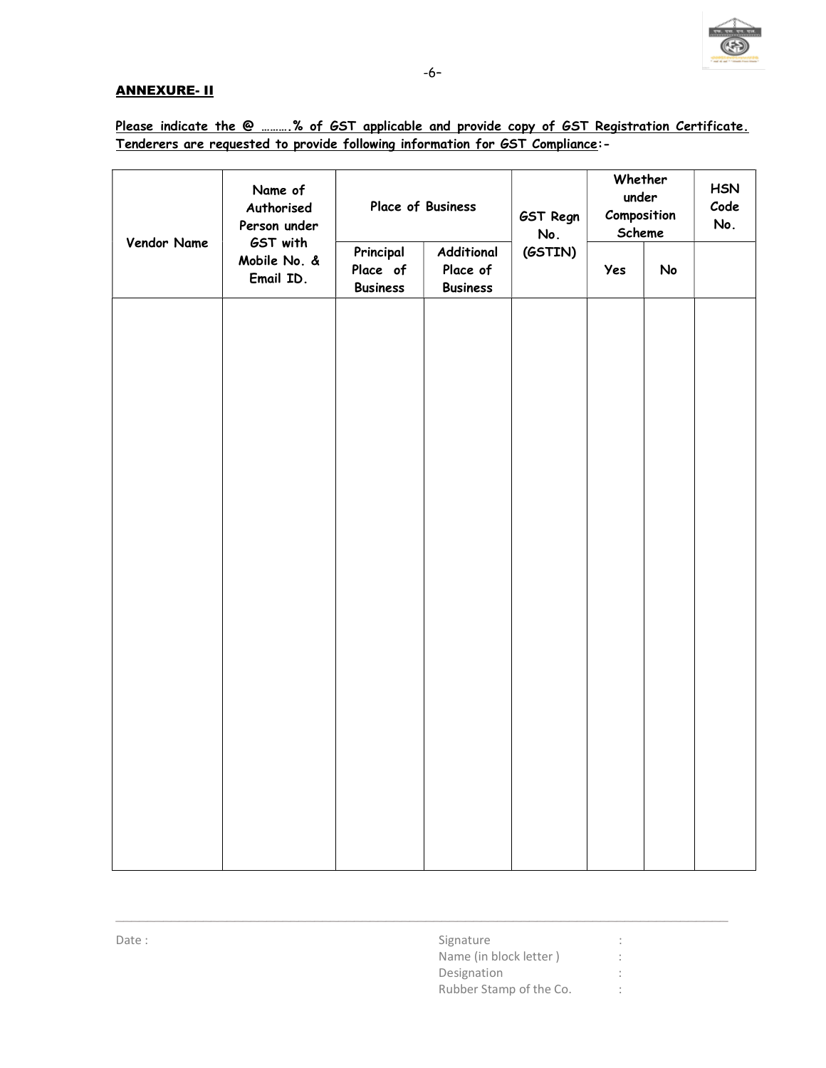## ANNEXURE- II

**Please indicate the @ ……….% of GST applicable and provide copy of GST Registration Certificate. Tenderers are requested to provide following information for GST Compliance:-**

| Vendor Name | Name of Authorised Person under GST with Mobile No. & Email ID. | Place of Business | | GST Regn No. (GSTIN) | Whether under Composition Scheme | | HSN Code No. |
|---|---|---|---|---|---|---|---|
| | | Principal Place of Business | Additional Place of Business | | Yes | No | |
| | | | | | | | |

Date :

Signature :
Name (in block letter ) :
Designation :
Rubber Stamp of the Co. :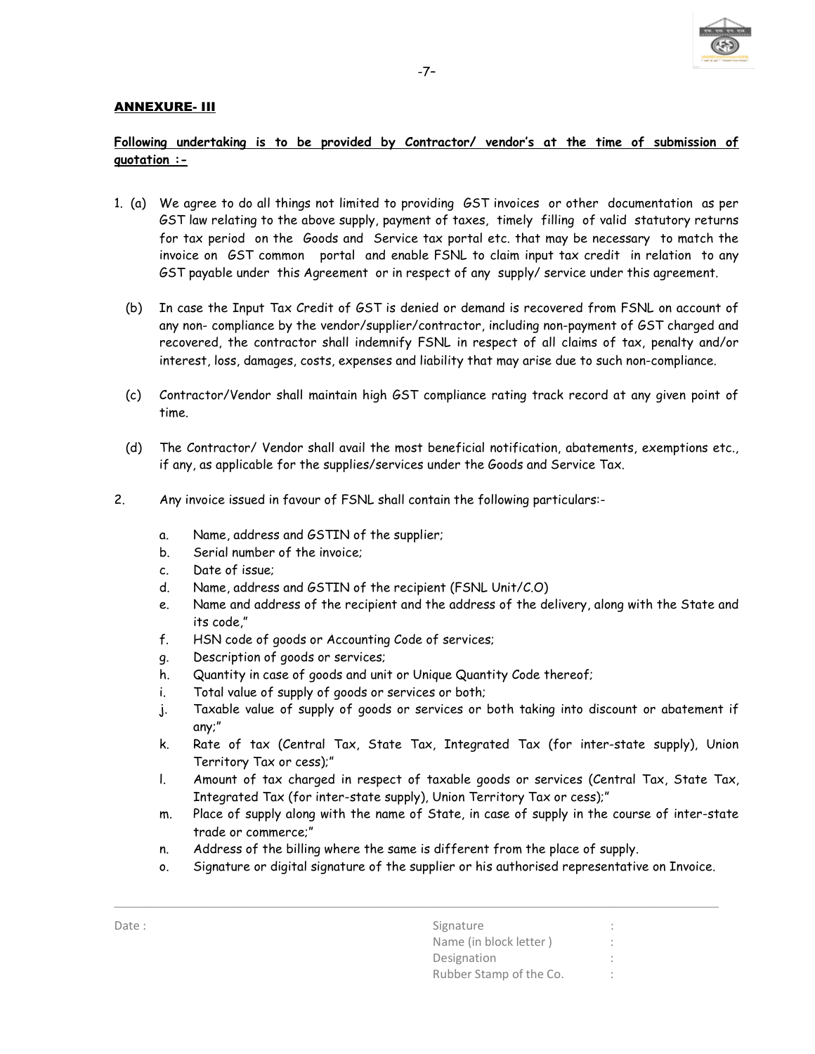## ANNEXURE- III

**Following undertaking is to be provided by Contractor/ vendor's at the time of submission of quotation :-**

1. (a) We agree to do all things not limited to providing GST invoices or other documentation as per GST law relating to the above supply, payment of taxes, timely filling of valid statutory returns for tax period on the Goods and Service tax portal etc. that may be necessary to match the invoice on GST common portal and enable FSNL to claim input tax credit in relation to any GST payable under this Agreement or in respect of any supply/ service under this agreement.

   (b) In case the Input Tax Credit of GST is denied or demand is recovered from FSNL on account of any non- compliance by the vendor/supplier/contractor, including non-payment of GST charged and recovered, the contractor shall indemnify FSNL in respect of all claims of tax, penalty and/or interest, loss, damages, costs, expenses and liability that may arise due to such non-compliance.

   (c) Contractor/Vendor shall maintain high GST compliance rating track record at any given point of time.

   (d) The Contractor/ Vendor shall avail the most beneficial notification, abatements, exemptions etc., if any, as applicable for the supplies/services under the Goods and Service Tax.

2. Any invoice issued in favour of FSNL shall contain the following particulars:-

   a. Name, address and GSTIN of the supplier;
   b. Serial number of the invoice;
   c. Date of issue;
   d. Name, address and GSTIN of the recipient (FSNL Unit/C.O)
   e. Name and address of the recipient and the address of the delivery, along with the State and its code,"
   f. HSN code of goods or Accounting Code of services;
   g. Description of goods or services;
   h. Quantity in case of goods and unit or Unique Quantity Code thereof;
   i. Total value of supply of goods or services or both;
   j. Taxable value of supply of goods or services or both taking into discount or abatement if any;"
   k. Rate of tax (Central Tax, State Tax, Integrated Tax (for inter-state supply), Union Territory Tax or cess);"
   l. Amount of tax charged in respect of taxable goods or services (Central Tax, State Tax, Integrated Tax (for inter-state supply), Union Territory Tax or cess);"
   m. Place of supply along with the name of State, in case of supply in the course of inter-state trade or commerce;"
   n. Address of the billing where the same is different from the place of supply.
   o. Signature or digital signature of the supplier or his authorised representative on Invoice.

---

Date :

Signature :
Name (in block letter ) :
Designation :
Rubber Stamp of the Co. :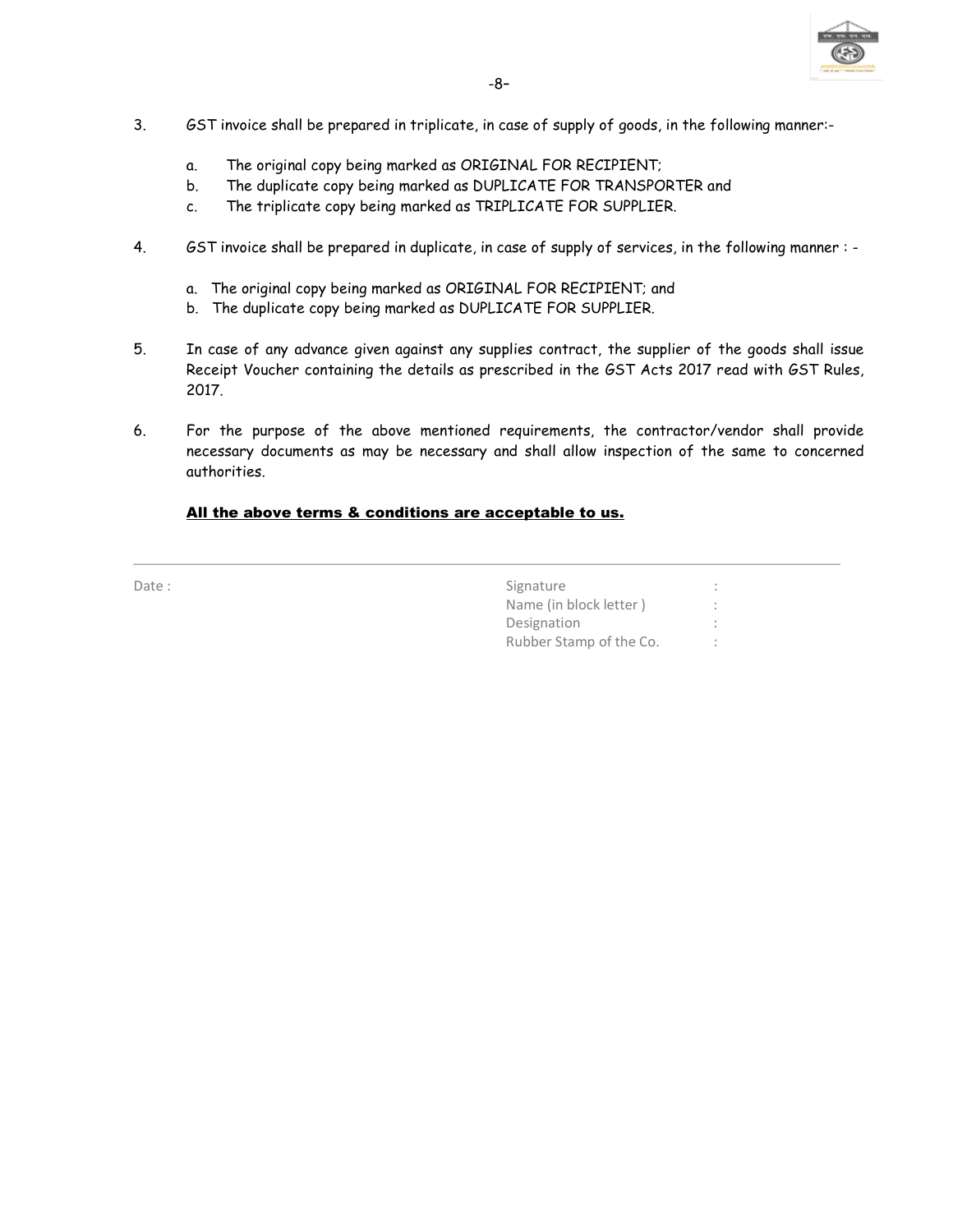3. GST invoice shall be prepared in triplicate, in case of supply of goods, in the following manner:-

   a. The original copy being marked as ORIGINAL FOR RECIPIENT;
   b. The duplicate copy being marked as DUPLICATE FOR TRANSPORTER and
   c. The triplicate copy being marked as TRIPLICATE FOR SUPPLIER.

4. GST invoice shall be prepared in duplicate, in case of supply of services, in the following manner : -

   a. The original copy being marked as ORIGINAL FOR RECIPIENT; and
   b. The duplicate copy being marked as DUPLICATE FOR SUPPLIER.

5. In case of any advance given against any supplies contract, the supplier of the goods shall issue Receipt Voucher containing the details as prescribed in the GST Acts 2017 read with GST Rules, 2017.

6. For the purpose of the above mentioned requirements, the contractor/vendor shall provide necessary documents as may be necessary and shall allow inspection of the same to concerned authorities.

**All the above terms & conditions are acceptable to us.**

---

Date :

Signature :
Name (in block letter ) :
Designation :
Rubber Stamp of the Co. :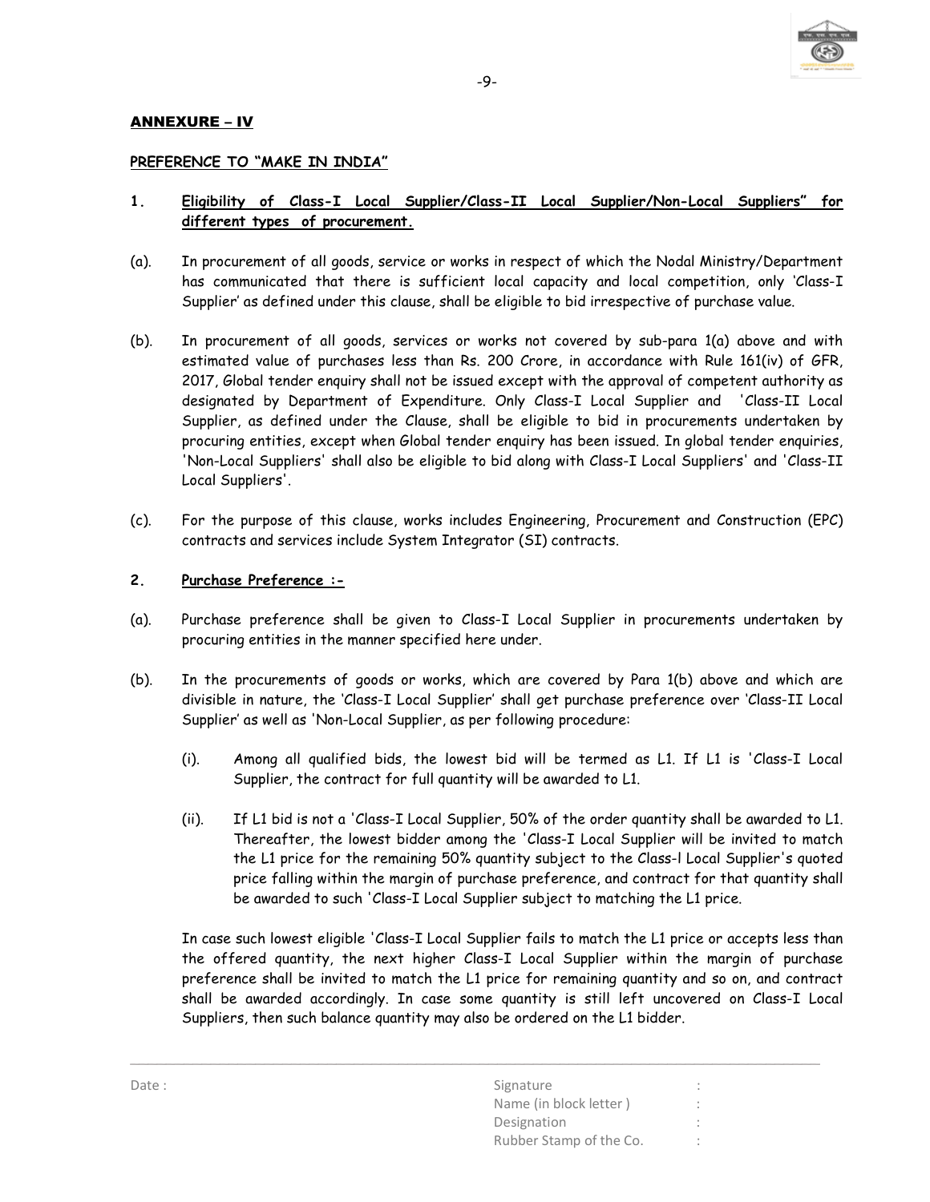## ANNEXURE – IV

### PREFERENCE TO "MAKE IN INDIA"

**1. Eligibility of Class-I Local Supplier/Class-II Local Supplier/Non-Local Suppliers" for different types of procurement.**

(a). In procurement of all goods, service or works in respect of which the Nodal Ministry/Department has communicated that there is sufficient local capacity and local competition, only 'Class-I Supplier' as defined under this clause, shall be eligible to bid irrespective of purchase value.

(b). In procurement of all goods, services or works not covered by sub-para 1(a) above and with estimated value of purchases less than Rs. 200 Crore, in accordance with Rule 161(iv) of GFR, 2017, Global tender enquiry shall not be issued except with the approval of competent authority as designated by Department of Expenditure. Only Class-I Local Supplier and 'Class-II Local Supplier, as defined under the Clause, shall be eligible to bid in procurements undertaken by procuring entities, except when Global tender enquiry has been issued. In global tender enquiries, 'Non-Local Suppliers' shall also be eligible to bid along with Class-I Local Suppliers' and 'Class-II Local Suppliers'.

(c). For the purpose of this clause, works includes Engineering, Procurement and Construction (EPC) contracts and services include System Integrator (SI) contracts.

**2. Purchase Preference :-**

(a). Purchase preference shall be given to Class-I Local Supplier in procurements undertaken by procuring entities in the manner specified here under.

(b). In the procurements of goods or works, which are covered by Para 1(b) above and which are divisible in nature, the 'Class-I Local Supplier' shall get purchase preference over 'Class-II Local Supplier' as well as 'Non-Local Supplier, as per following procedure:

(i). Among all qualified bids, the lowest bid will be termed as L1. If L1 is 'Class-I Local Supplier, the contract for full quantity will be awarded to L1.

(ii). If L1 bid is not a 'Class-I Local Supplier, 50% of the order quantity shall be awarded to L1. Thereafter, the lowest bidder among the 'Class-I Local Supplier will be invited to match the L1 price for the remaining 50% quantity subject to the Class-I Local Supplier's quoted price falling within the margin of purchase preference, and contract for that quantity shall be awarded to such 'Class-I Local Supplier subject to matching the L1 price.

In case such lowest eligible 'Class-I Local Supplier fails to match the L1 price or accepts less than the offered quantity, the next higher Class-I Local Supplier within the margin of purchase preference shall be invited to match the L1 price for remaining quantity and so on, and contract shall be awarded accordingly. In case some quantity is still left uncovered on Class-I Local Suppliers, then such balance quantity may also be ordered on the L1 bidder.

---

Date :

Signature :
Name (in block letter ) :
Designation :
Rubber Stamp of the Co. :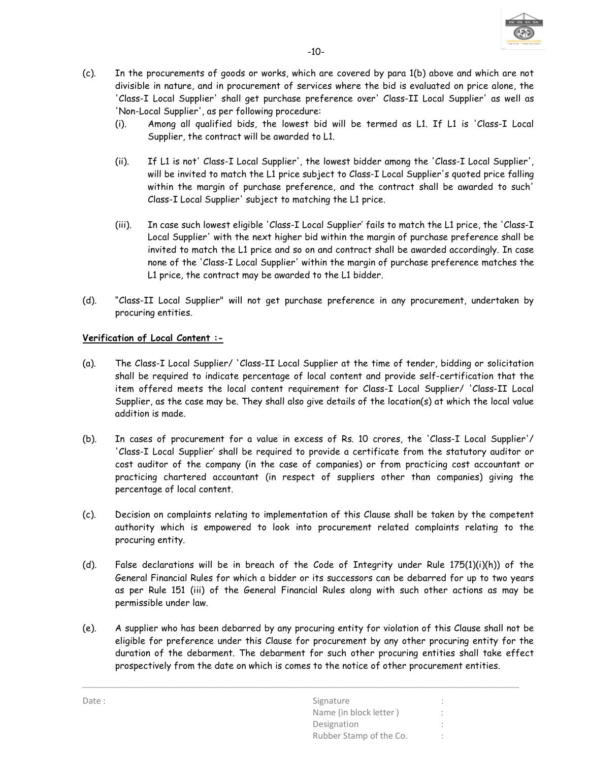(c). In the procurements of goods or works, which are covered by para 1(b) above and which are not divisible in nature, and in procurement of services where the bid is evaluated on price alone, the 'Class-I Local Supplier' shall get purchase preference over' Class-II Local Supplier' as well as 'Non-Local Supplier', as per following procedure:

(i). Among all qualified bids, the lowest bid will be termed as L1. If L1 is 'Class-I Local Supplier, the contract will be awarded to L1.

(ii). If L1 is not' Class-I Local Supplier', the lowest bidder among the 'Class-I Local Supplier', will be invited to match the L1 price subject to Class-I Local Supplier's quoted price falling within the margin of purchase preference, and the contract shall be awarded to such' Class-I Local Supplier' subject to matching the L1 price.

(iii). In case such lowest eligible 'Class-I Local Supplier' fails to match the L1 price, the 'Class-I Local Supplier' with the next higher bid within the margin of purchase preference shall be invited to match the L1 price and so on and contract shall be awarded accordingly. In case none of the 'Class-I Local Supplier' within the margin of purchase preference matches the L1 price, the contract may be awarded to the L1 bidder.

(d). "Class-II Local Supplier" will not get purchase preference in any procurement, undertaken by procuring entities.

**<u>Verification of Local Content :-</u>**

(a). The Class-I Local Supplier/ 'Class-II Local Supplier at the time of tender, bidding or solicitation shall be required to indicate percentage of local content and provide self-certification that the item offered meets the local content requirement for Class-I Local Supplier/ 'Class-II Local Supplier, as the case may be. They shall also give details of the location(s) at which the local value addition is made.

(b). In cases of procurement for a value in excess of Rs. 10 crores, the 'Class-I Local Supplier'/ 'Class-I Local Supplier' shall be required to provide a certificate from the statutory auditor or cost auditor of the company (in the case of companies) or from practicing cost accountant or practicing chartered accountant (in respect of suppliers other than companies) giving the percentage of local content.

(c). Decision on complaints relating to implementation of this Clause shall be taken by the competent authority which is empowered to look into procurement related complaints relating to the procuring entity.

(d). False declarations will be in breach of the Code of Integrity under Rule 175(1)(i)(h)) of the General Financial Rules for which a bidder or its successors can be debarred for up to two years as per Rule 151 (iii) of the General Financial Rules along with such other actions as may be permissible under law.

(e). A supplier who has been debarred by any procuring entity for violation of this Clause shall not be eligible for preference under this Clause for procurement by any other procuring entity for the duration of the debarment. The debarment for such other procuring entities shall take effect prospectively from the date on which is comes to the notice of other procurement entities.

Date :

Signature :
Name (in block letter ) :
Designation :
Rubber Stamp of the Co. :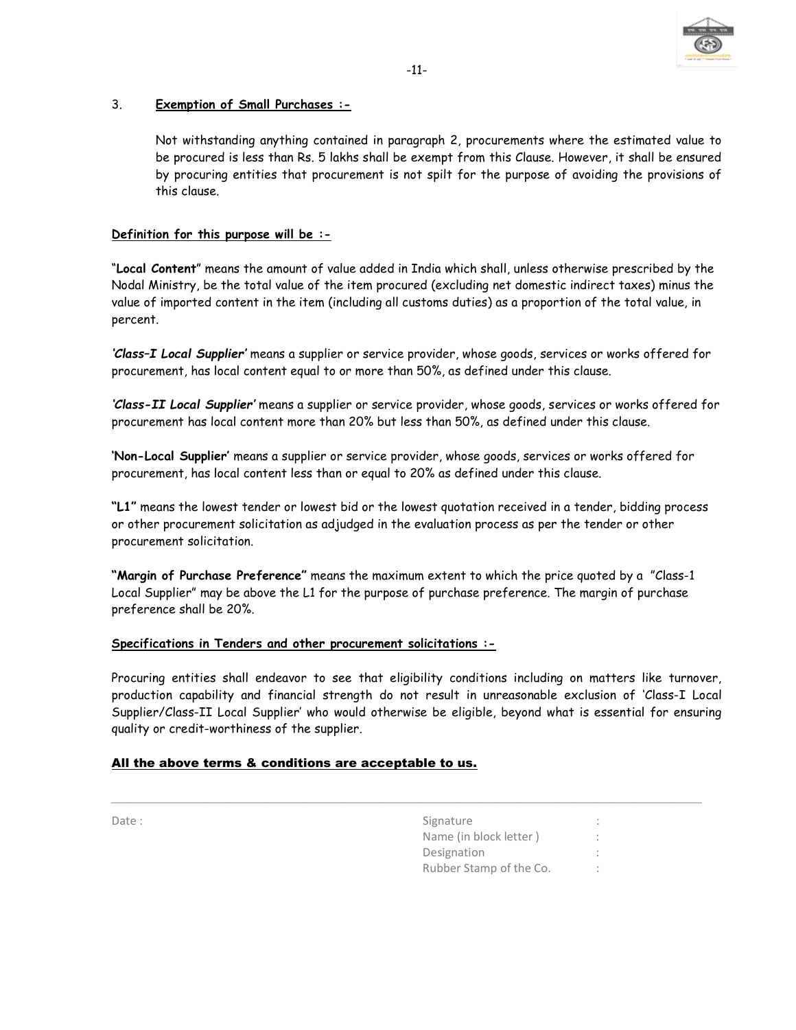3. **Exemption of Small Purchases :-**

Not withstanding anything contained in paragraph 2, procurements where the estimated value to be procured is less than Rs. 5 lakhs shall be exempt from this Clause. However, it shall be ensured by procuring entities that procurement is not spilt for the purpose of avoiding the provisions of this clause.

**Definition for this purpose will be :-**

"**Local Content**" means the amount of value added in India which shall, unless otherwise prescribed by the Nodal Ministry, be the total value of the item procured (excluding net domestic indirect taxes) minus the value of imported content in the item (including all customs duties) as a proportion of the total value, in percent.

***'Class–I Local Supplier'*** means a supplier or service provider, whose goods, services or works offered for procurement, has local content equal to or more than 50%, as defined under this clause.

***'Class-II Local Supplier'*** means a supplier or service provider, whose goods, services or works offered for procurement has local content more than 20% but less than 50%, as defined under this clause.

**'Non-Local Supplier'** means a supplier or service provider, whose goods, services or works offered for procurement, has local content less than or equal to 20% as defined under this clause.

**"L1"** means the lowest tender or lowest bid or the lowest quotation received in a tender, bidding process or other procurement solicitation as adjudged in the evaluation process as per the tender or other procurement solicitation.

**"Margin of Purchase Preference"** means the maximum extent to which the price quoted by a "Class-1 Local Supplier" may be above the L1 for the purpose of purchase preference. The margin of purchase preference shall be 20%.

**Specifications in Tenders and other procurement solicitations :-**

Procuring entities shall endeavor to see that eligibility conditions including on matters like turnover, production capability and financial strength do not result in unreasonable exclusion of 'Class-I Local Supplier/Class-II Local Supplier' who would otherwise be eligible, beyond what is essential for ensuring quality or credit-worthiness of the supplier.

**All the above terms & conditions are acceptable to us.**

---

Date :

Signature :
Name (in block letter ) :
Designation :
Rubber Stamp of the Co. :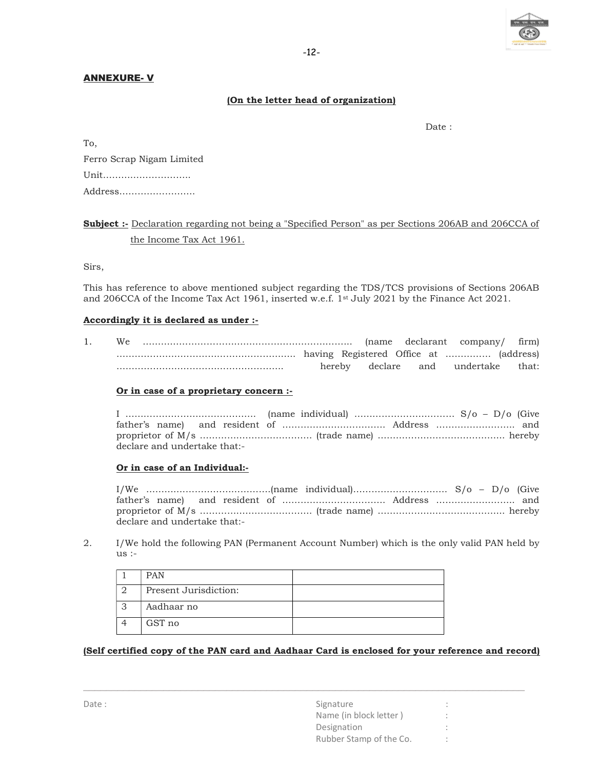**ANNEXURE- V**

**(On the letter head of organization)**

Date :

To,

Ferro Scrap Nigam Limited

Unit……………………….

Address…………………….

**Subject :-** Declaration regarding not being a "Specified Person" as per Sections 206AB and 206CCA of the Income Tax Act 1961.

Sirs,

This has reference to above mentioned subject regarding the TDS/TCS provisions of Sections 206AB and 206CCA of the Income Tax Act 1961, inserted w.e.f. 1st July 2021 by the Finance Act 2021.

**Accordingly it is declared as under :-**

1. We …………………………………………………………. (name declarant company/ firm) …………………………………………………. having Registered Office at …………… (address) ……………………………………………… hereby declare and undertake that:

   **Or in case of a proprietary concern :-**

   I …………………………………… (name individual) …………………………… S/o – D/o (Give father's name) and resident of ……………………………. Address ……………………. and proprietor of M/s ………………………………. (trade name) …………………………………. hereby declare and undertake that:-

   **Or in case of an Individual:-**

   I/We ………………………………….(name individual)…………………………. S/o – D/o (Give father's name) and resident of ……………………………. Address ……………………. and proprietor of M/s ………………………………. (trade name) …………………………………. hereby declare and undertake that:-

2. I/We hold the following PAN (Permanent Account Number) which is the only valid PAN held by us :-

| | | |
|---|---|---|
| 1 | PAN | |
| 2 | Present Jurisdiction: | |
| 3 | Aadhaar no | |
| 4 | GST no | |

**(Self certified copy of the PAN card and Aadhaar Card is enclosed for your reference and record)**

---

Date :

Signature :

Name (in block letter ) :

Designation :

Rubber Stamp of the Co. :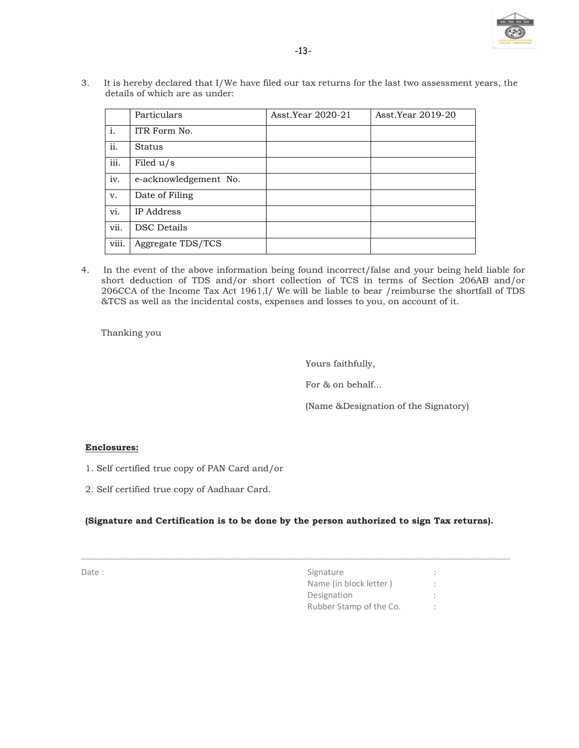3. It is hereby declared that I/We have filed our tax returns for the last two assessment years, the details of which are as under:

| | Particulars | Asst.Year 2020-21 | Asst.Year 2019-20 |
|---|---|---|---|
| i. | ITR Form No. | | |
| ii. | Status | | |
| iii. | Filed u/s | | |
| iv. | e-acknowledgement No. | | |
| v. | Date of Filing | | |
| vi. | IP Address | | |
| vii. | DSC Details | | |
| viii. | Aggregate TDS/TCS | | |

4. In the event of the above information being found incorrect/false and your being held liable for short deduction of TDS and/or short collection of TCS in terms of Section 206AB and/or 206CCA of the Income Tax Act 1961,I/ We will be liable to bear /reimburse the shortfall of TDS &TCS as well as the incidental costs, expenses and losses to you, on account of it.

Thanking you

Yours faithfully,

For & on behalf...

(Name &Designation of the Signatory)

**Enclosures:**

1. Self certified true copy of PAN Card and/or
2. Self certified true copy of Aadhaar Card.

**(Signature and Certification is to be done by the person authorized to sign Tax returns).**

---

Date :

Signature :

Name (in block letter ) :

Designation :

Rubber Stamp of the Co. :